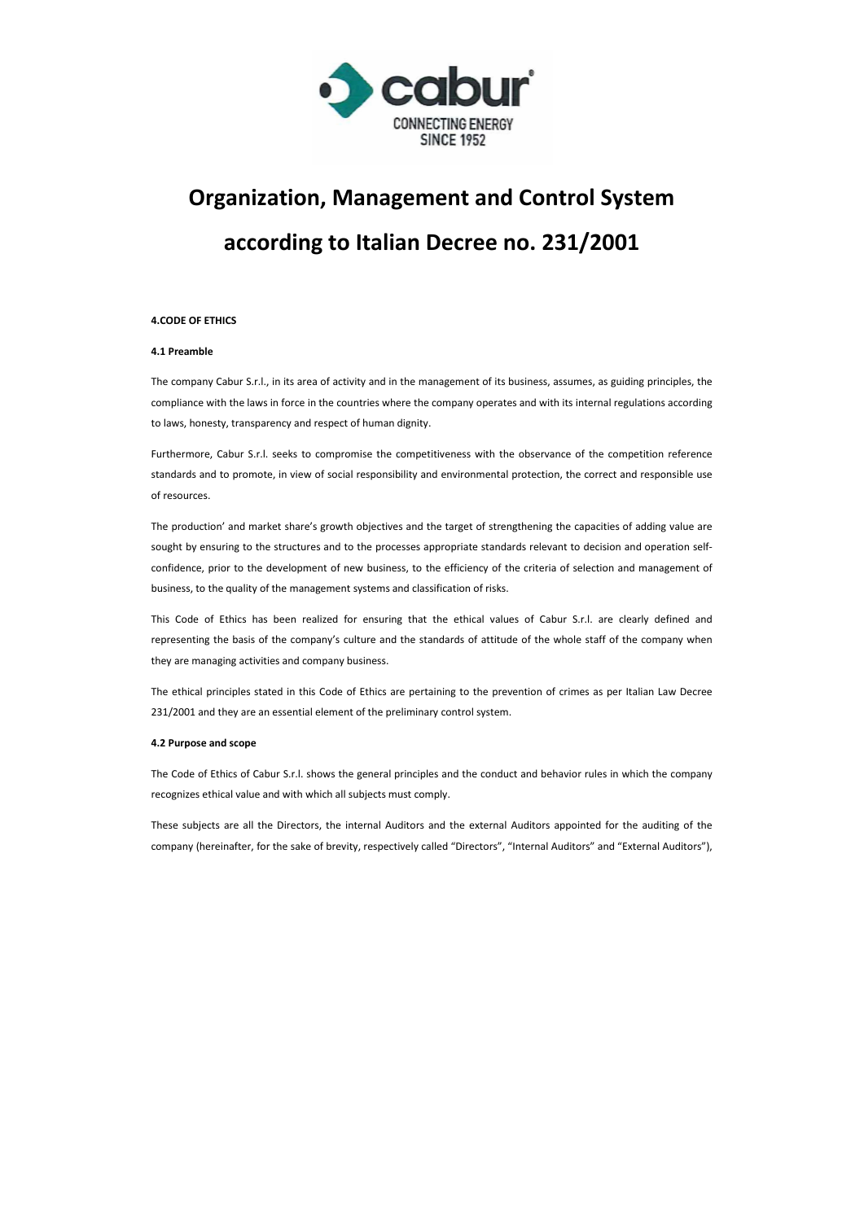# Organization, Management and Control System according to Italian Decree no. 231/2001

**4.CODE OF ETHICS**

**4.1 Preamble**

The company Cabur S.r.l., in its area of activity and in the management of its business, assumes, as guiding principles, the compliance with the laws in force in the countries where the company operates and with its internal regulations according to laws, honesty, transparency and respect of human dignity.

Furthermore, Cabur S.r.l. seeks to compromise the competitiveness with the observance of the competition reference standards and to promote, in view of social responsibility and environmental protection, the correct and responsible use of resources.

The production' and market share's growth objectives and the target of strengthening the capacities of adding value are sought by ensuring to the structures and to the processes appropriate standards relevant to decision and operation self-confidence, prior to the development of new business, to the efficiency of the criteria of selection and management of business, to the quality of the management systems and classification of risks.

This Code of Ethics has been realized for ensuring that the ethical values of Cabur S.r.l. are clearly defined and representing the basis of the company's culture and the standards of attitude of the whole staff of the company when they are managing activities and company business.

The ethical principles stated in this Code of Ethics are pertaining to the prevention of crimes as per Italian Law Decree 231/2001 and they are an essential element of the preliminary control system.

**4.2 Purpose and scope**

The Code of Ethics of Cabur S.r.l. shows the general principles and the conduct and behavior rules in which the company recognizes ethical value and with which all subjects must comply.

These subjects are all the Directors, the internal Auditors and the external Auditors appointed for the auditing of the company (hereinafter, for the sake of brevity, respectively called "Directors", "Internal Auditors" and "External Auditors"),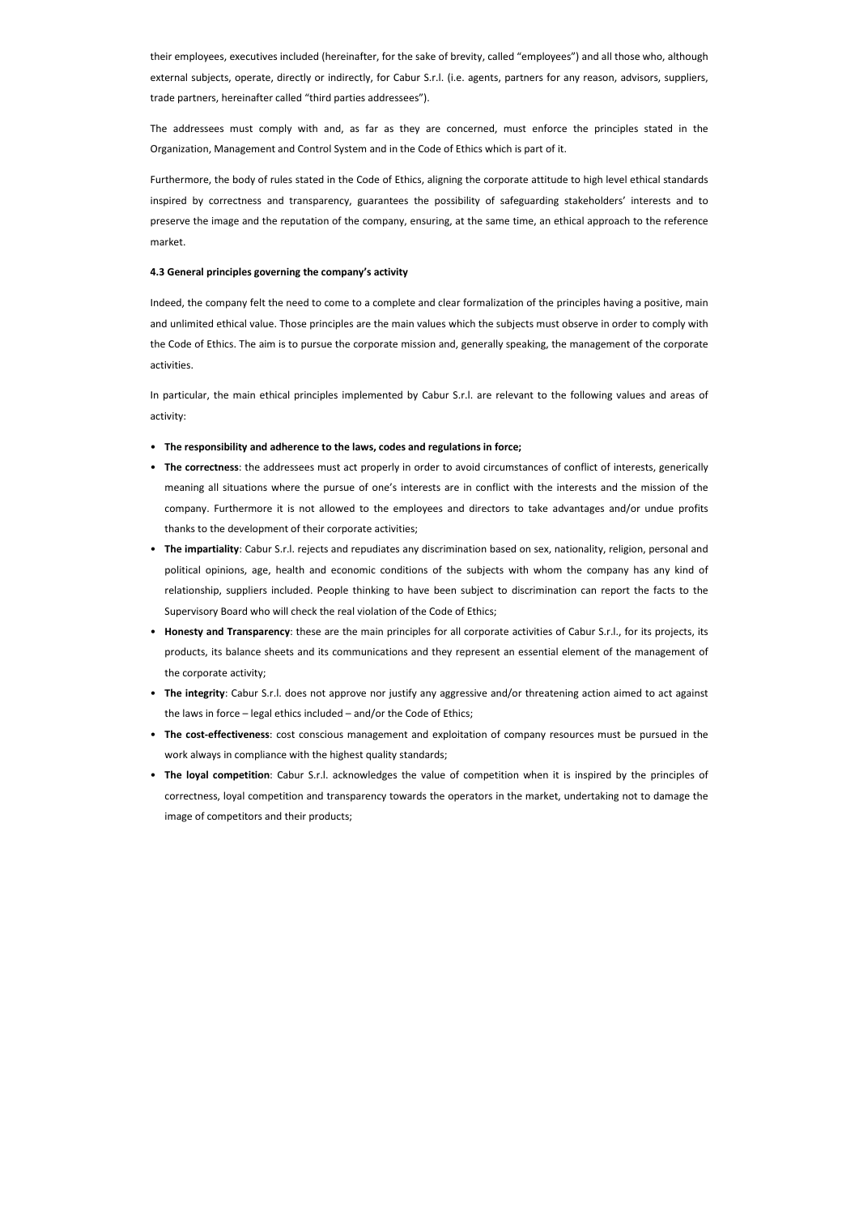their employees, executives included (hereinafter, for the sake of brevity, called "employees") and all those who, although external subjects, operate, directly or indirectly, for Cabur S.r.l. (i.e. agents, partners for any reason, advisors, suppliers, trade partners, hereinafter called "third parties addressees").

The addressees must comply with and, as far as they are concerned, must enforce the principles stated in the Organization, Management and Control System and in the Code of Ethics which is part of it.

Furthermore, the body of rules stated in the Code of Ethics, aligning the corporate attitude to high level ethical standards inspired by correctness and transparency, guarantees the possibility of safeguarding stakeholders' interests and to preserve the image and the reputation of the company, ensuring, at the same time, an ethical approach to the reference market.

#### 4.3 General principles governing the company's activity

Indeed, the company felt the need to come to a complete and clear formalization of the principles having a positive, main and unlimited ethical value. Those principles are the main values which the subjects must observe in order to comply with the Code of Ethics. The aim is to pursue the corporate mission and, generally speaking, the management of the corporate activities.

In particular, the main ethical principles implemented by Cabur S.r.l. are relevant to the following values and areas of activity:

- **The responsibility and adherence to the laws, codes and regulations in force;**
- **The correctness**: the addressees must act properly in order to avoid circumstances of conflict of interests, generically meaning all situations where the pursue of one's interests are in conflict with the interests and the mission of the company. Furthermore it is not allowed to the employees and directors to take advantages and/or undue profits thanks to the development of their corporate activities;
- **The impartiality**: Cabur S.r.l. rejects and repudiates any discrimination based on sex, nationality, religion, personal and political opinions, age, health and economic conditions of the subjects with whom the company has any kind of relationship, suppliers included. People thinking to have been subject to discrimination can report the facts to the Supervisory Board who will check the real violation of the Code of Ethics;
- **Honesty and Transparency**: these are the main principles for all corporate activities of Cabur S.r.l., for its projects, its products, its balance sheets and its communications and they represent an essential element of the management of the corporate activity;
- **The integrity**: Cabur S.r.l. does not approve nor justify any aggressive and/or threatening action aimed to act against the laws in force – legal ethics included – and/or the Code of Ethics;
- **The cost-effectiveness**: cost conscious management and exploitation of company resources must be pursued in the work always in compliance with the highest quality standards;
- **The loyal competition**: Cabur S.r.l. acknowledges the value of competition when it is inspired by the principles of correctness, loyal competition and transparency towards the operators in the market, undertaking not to damage the image of competitors and their products;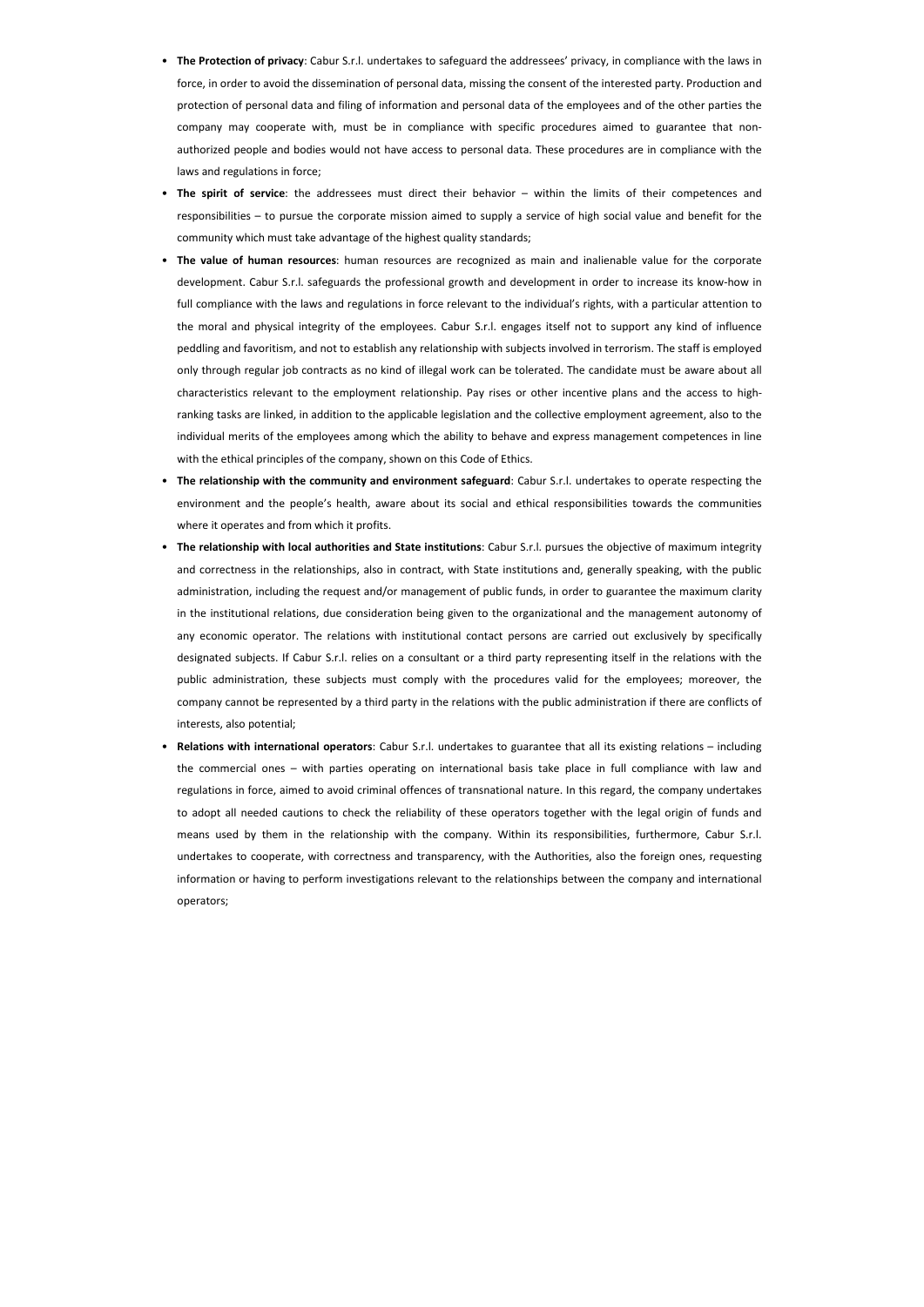- **The Protection of privacy**: Cabur S.r.l. undertakes to safeguard the addressees' privacy, in compliance with the laws in force, in order to avoid the dissemination of personal data, missing the consent of the interested party. Production and protection of personal data and filing of information and personal data of the employees and of the other parties the company may cooperate with, must be in compliance with specific procedures aimed to guarantee that non-authorized people and bodies would not have access to personal data. These procedures are in compliance with the laws and regulations in force;
- **The spirit of service**: the addressees must direct their behavior – within the limits of their competences and responsibilities – to pursue the corporate mission aimed to supply a service of high social value and benefit for the community which must take advantage of the highest quality standards;
- **The value of human resources**: human resources are recognized as main and inalienable value for the corporate development. Cabur S.r.l. safeguards the professional growth and development in order to increase its know-how in full compliance with the laws and regulations in force relevant to the individual's rights, with a particular attention to the moral and physical integrity of the employees. Cabur S.r.l. engages itself not to support any kind of influence peddling and favoritism, and not to establish any relationship with subjects involved in terrorism. The staff is employed only through regular job contracts as no kind of illegal work can be tolerated. The candidate must be aware about all characteristics relevant to the employment relationship. Pay rises or other incentive plans and the access to high-ranking tasks are linked, in addition to the applicable legislation and the collective employment agreement, also to the individual merits of the employees among which the ability to behave and express management competences in line with the ethical principles of the company, shown on this Code of Ethics.
- **The relationship with the community and environment safeguard**: Cabur S.r.l. undertakes to operate respecting the environment and the people's health, aware about its social and ethical responsibilities towards the communities where it operates and from which it profits.
- **The relationship with local authorities and State institutions**: Cabur S.r.l. pursues the objective of maximum integrity and correctness in the relationships, also in contract, with State institutions and, generally speaking, with the public administration, including the request and/or management of public funds, in order to guarantee the maximum clarity in the institutional relations, due consideration being given to the organizational and the management autonomy of any economic operator. The relations with institutional contact persons are carried out exclusively by specifically designated subjects. If Cabur S.r.l. relies on a consultant or a third party representing itself in the relations with the public administration, these subjects must comply with the procedures valid for the employees; moreover, the company cannot be represented by a third party in the relations with the public administration if there are conflicts of interests, also potential;
- **Relations with international operators**: Cabur S.r.l. undertakes to guarantee that all its existing relations – including the commercial ones – with parties operating on international basis take place in full compliance with law and regulations in force, aimed to avoid criminal offences of transnational nature. In this regard, the company undertakes to adopt all needed cautions to check the reliability of these operators together with the legal origin of funds and means used by them in the relationship with the company. Within its responsibilities, furthermore, Cabur S.r.l. undertakes to cooperate, with correctness and transparency, with the Authorities, also the foreign ones, requesting information or having to perform investigations relevant to the relationships between the company and international operators;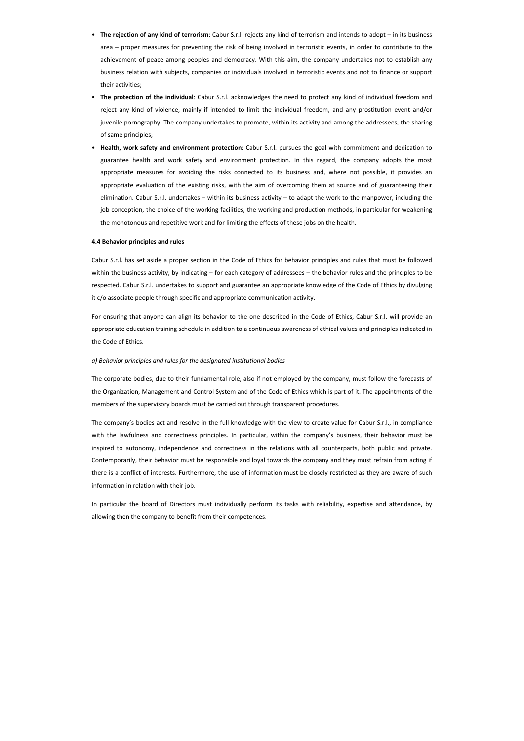- **The rejection of any kind of terrorism**: Cabur S.r.l. rejects any kind of terrorism and intends to adopt – in its business area – proper measures for preventing the risk of being involved in terroristic events, in order to contribute to the achievement of peace among peoples and democracy. With this aim, the company undertakes not to establish any business relation with subjects, companies or individuals involved in terroristic events and not to finance or support their activities;
- **The protection of the individual**: Cabur S.r.l. acknowledges the need to protect any kind of individual freedom and reject any kind of violence, mainly if intended to limit the individual freedom, and any prostitution event and/or juvenile pornography. The company undertakes to promote, within its activity and among the addressees, the sharing of same principles;
- **Health, work safety and environment protection**: Cabur S.r.l. pursues the goal with commitment and dedication to guarantee health and work safety and environment protection. In this regard, the company adopts the most appropriate measures for avoiding the risks connected to its business and, where not possible, it provides an appropriate evaluation of the existing risks, with the aim of overcoming them at source and of guaranteeing their elimination. Cabur S.r.l. undertakes – within its business activity – to adapt the work to the manpower, including the job conception, the choice of the working facilities, the working and production methods, in particular for weakening the monotonous and repetitive work and for limiting the effects of these jobs on the health.

**4.4 Behavior principles and rules**

Cabur S.r.l. has set aside a proper section in the Code of Ethics for behavior principles and rules that must be followed within the business activity, by indicating – for each category of addressees – the behavior rules and the principles to be respected. Cabur S.r.l. undertakes to support and guarantee an appropriate knowledge of the Code of Ethics by divulging it c/o associate people through specific and appropriate communication activity.

For ensuring that anyone can align its behavior to the one described in the Code of Ethics, Cabur S.r.l. will provide an appropriate education training schedule in addition to a continuous awareness of ethical values and principles indicated in the Code of Ethics.

*a) Behavior principles and rules for the designated institutional bodies*

The corporate bodies, due to their fundamental role, also if not employed by the company, must follow the forecasts of the Organization, Management and Control System and of the Code of Ethics which is part of it. The appointments of the members of the supervisory boards must be carried out through transparent procedures.

The company's bodies act and resolve in the full knowledge with the view to create value for Cabur S.r.l., in compliance with the lawfulness and correctness principles. In particular, within the company's business, their behavior must be inspired to autonomy, independence and correctness in the relations with all counterparts, both public and private. Contemporarily, their behavior must be responsible and loyal towards the company and they must refrain from acting if there is a conflict of interests. Furthermore, the use of information must be closely restricted as they are aware of such information in relation with their job.

In particular the board of Directors must individually perform its tasks with reliability, expertise and attendance, by allowing then the company to benefit from their competences.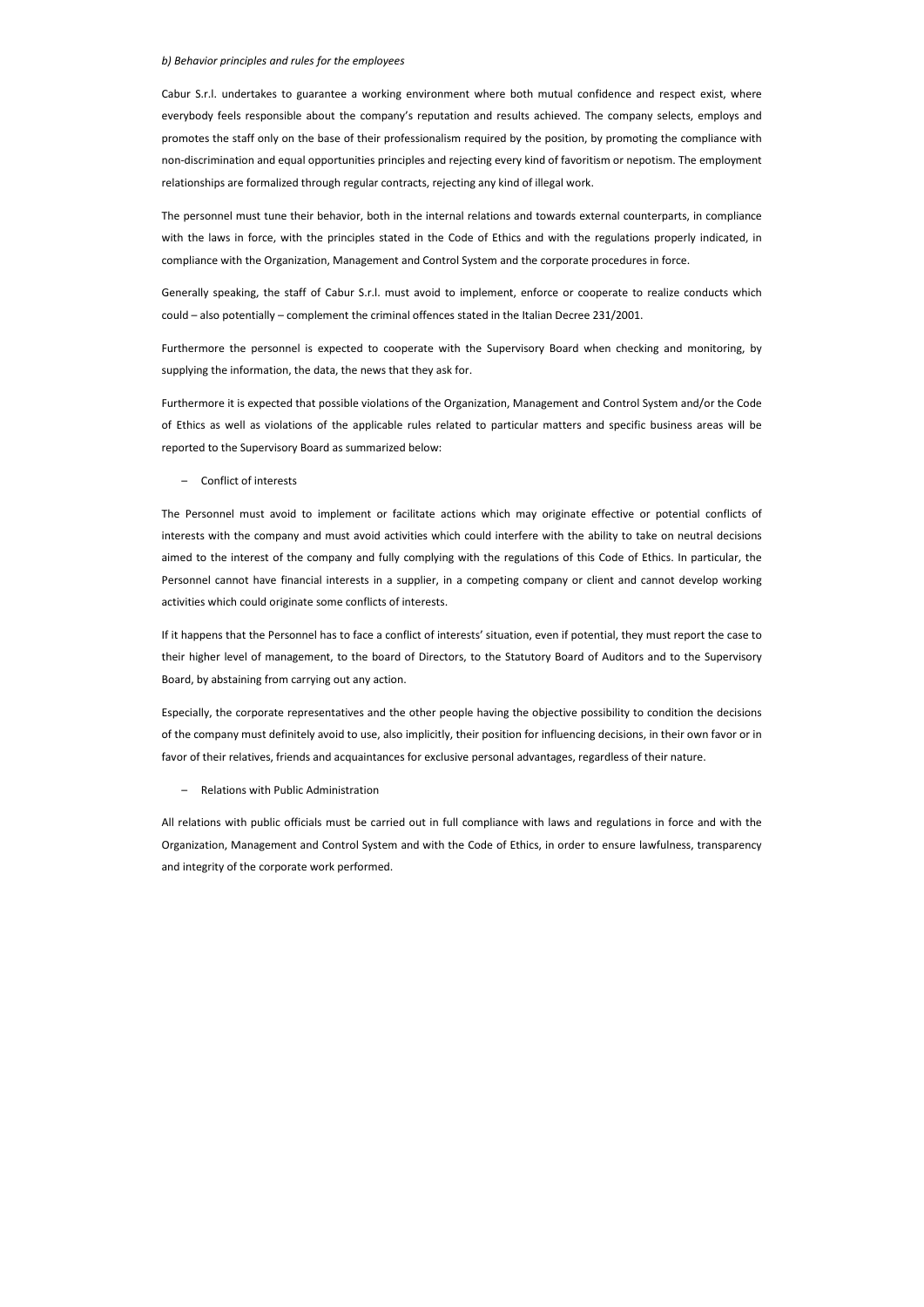*b) Behavior principles and rules for the employees*

Cabur S.r.l. undertakes to guarantee a working environment where both mutual confidence and respect exist, where everybody feels responsible about the company's reputation and results achieved. The company selects, employs and promotes the staff only on the base of their professionalism required by the position, by promoting the compliance with non-discrimination and equal opportunities principles and rejecting every kind of favoritism or nepotism. The employment relationships are formalized through regular contracts, rejecting any kind of illegal work.

The personnel must tune their behavior, both in the internal relations and towards external counterparts, in compliance with the laws in force, with the principles stated in the Code of Ethics and with the regulations properly indicated, in compliance with the Organization, Management and Control System and the corporate procedures in force.

Generally speaking, the staff of Cabur S.r.l. must avoid to implement, enforce or cooperate to realize conducts which could – also potentially – complement the criminal offences stated in the Italian Decree 231/2001.

Furthermore the personnel is expected to cooperate with the Supervisory Board when checking and monitoring, by supplying the information, the data, the news that they ask for.

Furthermore it is expected that possible violations of the Organization, Management and Control System and/or the Code of Ethics as well as violations of the applicable rules related to particular matters and specific business areas will be reported to the Supervisory Board as summarized below:

– Conflict of interests

The Personnel must avoid to implement or facilitate actions which may originate effective or potential conflicts of interests with the company and must avoid activities which could interfere with the ability to take on neutral decisions aimed to the interest of the company and fully complying with the regulations of this Code of Ethics. In particular, the Personnel cannot have financial interests in a supplier, in a competing company or client and cannot develop working activities which could originate some conflicts of interests.

If it happens that the Personnel has to face a conflict of interests' situation, even if potential, they must report the case to their higher level of management, to the board of Directors, to the Statutory Board of Auditors and to the Supervisory Board, by abstaining from carrying out any action.

Especially, the corporate representatives and the other people having the objective possibility to condition the decisions of the company must definitely avoid to use, also implicitly, their position for influencing decisions, in their own favor or in favor of their relatives, friends and acquaintances for exclusive personal advantages, regardless of their nature.

– Relations with Public Administration

All relations with public officials must be carried out in full compliance with laws and regulations in force and with the Organization, Management and Control System and with the Code of Ethics, in order to ensure lawfulness, transparency and integrity of the corporate work performed.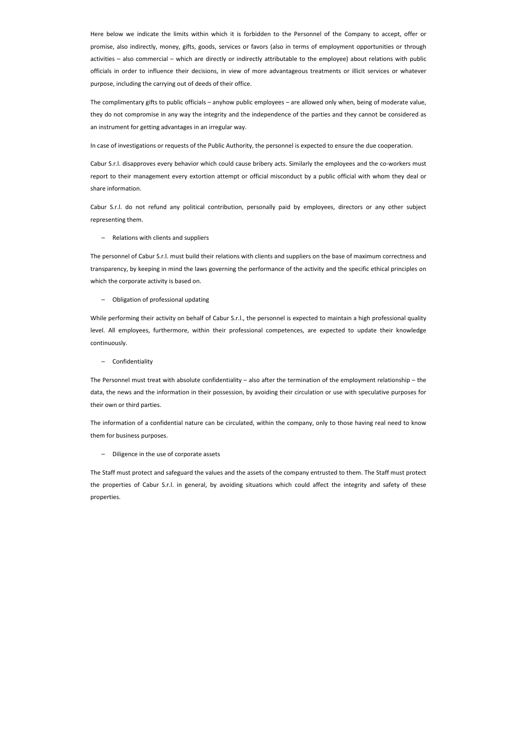Here below we indicate the limits within which it is forbidden to the Personnel of the Company to accept, offer or promise, also indirectly, money, gifts, goods, services or favors (also in terms of employment opportunities or through activities – also commercial – which are directly or indirectly attributable to the employee) about relations with public officials in order to influence their decisions, in view of more advantageous treatments or illicit services or whatever purpose, including the carrying out of deeds of their office.

The complimentary gifts to public officials – anyhow public employees – are allowed only when, being of moderate value, they do not compromise in any way the integrity and the independence of the parties and they cannot be considered as an instrument for getting advantages in an irregular way.

In case of investigations or requests of the Public Authority, the personnel is expected to ensure the due cooperation.

Cabur S.r.l. disapproves every behavior which could cause bribery acts. Similarly the employees and the co-workers must report to their management every extortion attempt or official misconduct by a public official with whom they deal or share information.

Cabur S.r.l. do not refund any political contribution, personally paid by employees, directors or any other subject representing them.

– Relations with clients and suppliers

The personnel of Cabur S.r.l. must build their relations with clients and suppliers on the base of maximum correctness and transparency, by keeping in mind the laws governing the performance of the activity and the specific ethical principles on which the corporate activity is based on.

– Obligation of professional updating

While performing their activity on behalf of Cabur S.r.l., the personnel is expected to maintain a high professional quality level. All employees, furthermore, within their professional competences, are expected to update their knowledge continuously.

– Confidentiality

The Personnel must treat with absolute confidentiality – also after the termination of the employment relationship – the data, the news and the information in their possession, by avoiding their circulation or use with speculative purposes for their own or third parties.

The information of a confidential nature can be circulated, within the company, only to those having real need to know them for business purposes.

– Diligence in the use of corporate assets

The Staff must protect and safeguard the values and the assets of the company entrusted to them. The Staff must protect the properties of Cabur S.r.l. in general, by avoiding situations which could affect the integrity and safety of these properties.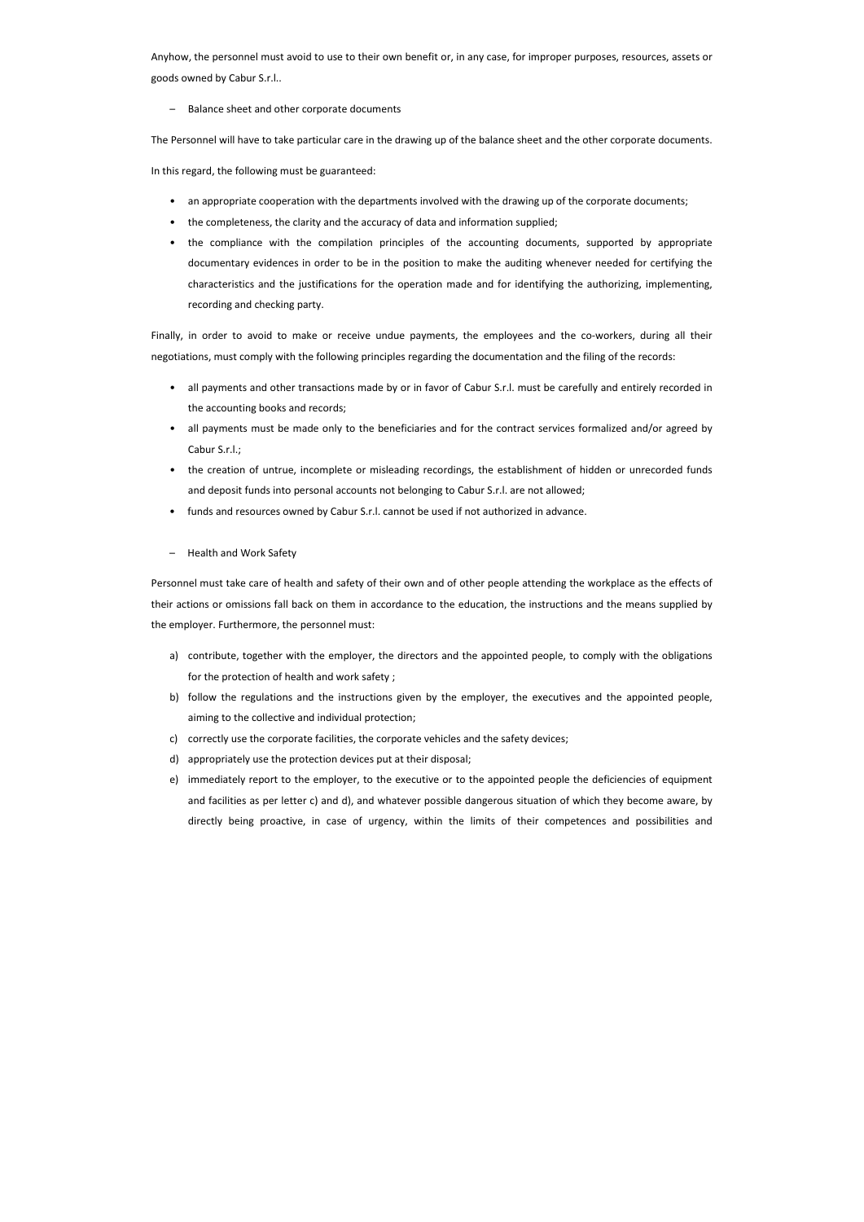Anyhow, the personnel must avoid to use to their own benefit or, in any case, for improper purposes, resources, assets or goods owned by Cabur S.r.l..

– Balance sheet and other corporate documents

The Personnel will have to take particular care in the drawing up of the balance sheet and the other corporate documents.

In this regard, the following must be guaranteed:

- an appropriate cooperation with the departments involved with the drawing up of the corporate documents;
- the completeness, the clarity and the accuracy of data and information supplied;
- the compliance with the compilation principles of the accounting documents, supported by appropriate documentary evidences in order to be in the position to make the auditing whenever needed for certifying the characteristics and the justifications for the operation made and for identifying the authorizing, implementing, recording and checking party.

Finally, in order to avoid to make or receive undue payments, the employees and the co-workers, during all their negotiations, must comply with the following principles regarding the documentation and the filing of the records:

- all payments and other transactions made by or in favor of Cabur S.r.l. must be carefully and entirely recorded in the accounting books and records;
- all payments must be made only to the beneficiaries and for the contract services formalized and/or agreed by Cabur S.r.l.;
- the creation of untrue, incomplete or misleading recordings, the establishment of hidden or unrecorded funds and deposit funds into personal accounts not belonging to Cabur S.r.l. are not allowed;
- funds and resources owned by Cabur S.r.l. cannot be used if not authorized in advance.

– Health and Work Safety

Personnel must take care of health and safety of their own and of other people attending the workplace as the effects of their actions or omissions fall back on them in accordance to the education, the instructions and the means supplied by the employer. Furthermore, the personnel must:

a) contribute, together with the employer, the directors and the appointed people, to comply with the obligations for the protection of health and work safety ;
b) follow the regulations and the instructions given by the employer, the executives and the appointed people, aiming to the collective and individual protection;
c) correctly use the corporate facilities, the corporate vehicles and the safety devices;
d) appropriately use the protection devices put at their disposal;
e) immediately report to the employer, to the executive or to the appointed people the deficiencies of equipment and facilities as per letter c) and d), and whatever possible dangerous situation of which they become aware, by directly being proactive, in case of urgency, within the limits of their competences and possibilities and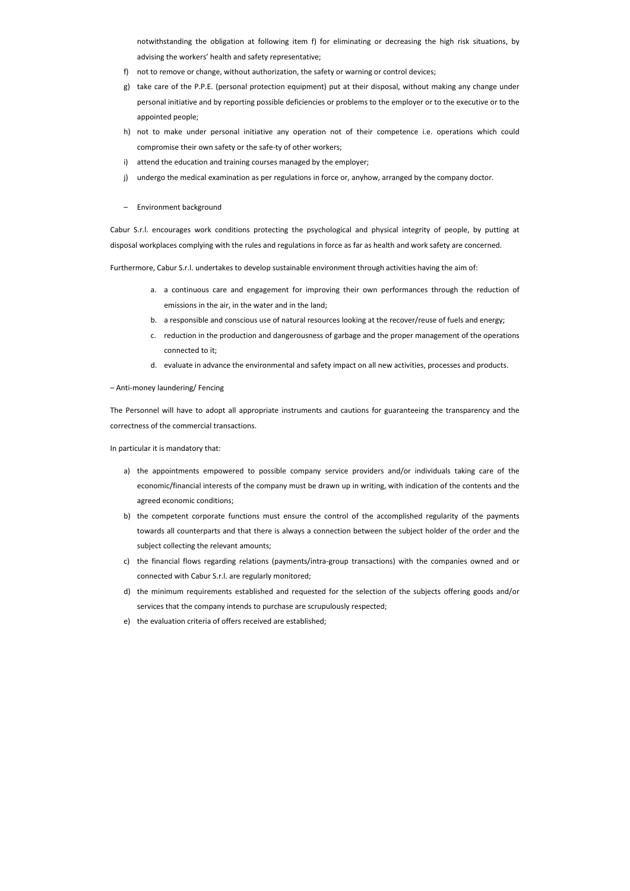notwithstanding the obligation at following item f) for eliminating or decreasing the high risk situations, by advising the workers' health and safety representative;

f) not to remove or change, without authorization, the safety or warning or control devices;

g) take care of the P.P.E. (personal protection equipment) put at their disposal, without making any change under personal initiative and by reporting possible deficiencies or problems to the employer or to the executive or to the appointed people;

h) not to make under personal initiative any operation not of their competence i.e. operations which could compromise their own safety or the safe-ty of other workers;

i) attend the education and training courses managed by the employer;

j) undergo the medical examination as per regulations in force or, anyhow, arranged by the company doctor.

– Environment background

Cabur S.r.l. encourages work conditions protecting the psychological and physical integrity of people, by putting at disposal workplaces complying with the rules and regulations in force as far as health and work safety are concerned.

Furthermore, Cabur S.r.l. undertakes to develop sustainable environment through activities having the aim of:

a. a continuous care and engagement for improving their own performances through the reduction of emissions in the air, in the water and in the land;
b. a responsible and conscious use of natural resources looking at the recover/reuse of fuels and energy;
c. reduction in the production and dangerousness of garbage and the proper management of the operations connected to it;
d. evaluate in advance the environmental and safety impact on all new activities, processes and products.

– Anti-money laundering/ Fencing

The Personnel will have to adopt all appropriate instruments and cautions for guaranteeing the transparency and the correctness of the commercial transactions.

In particular it is mandatory that:

a) the appointments empowered to possible company service providers and/or individuals taking care of the economic/financial interests of the company must be drawn up in writing, with indication of the contents and the agreed economic conditions;

b) the competent corporate functions must ensure the control of the accomplished regularity of the payments towards all counterparts and that there is always a connection between the subject holder of the order and the subject collecting the relevant amounts;

c) the financial flows regarding relations (payments/intra-group transactions) with the companies owned and or connected with Cabur S.r.l. are regularly monitored;

d) the minimum requirements established and requested for the selection of the subjects offering goods and/or services that the company intends to purchase are scrupulously respected;

e) the evaluation criteria of offers received are established;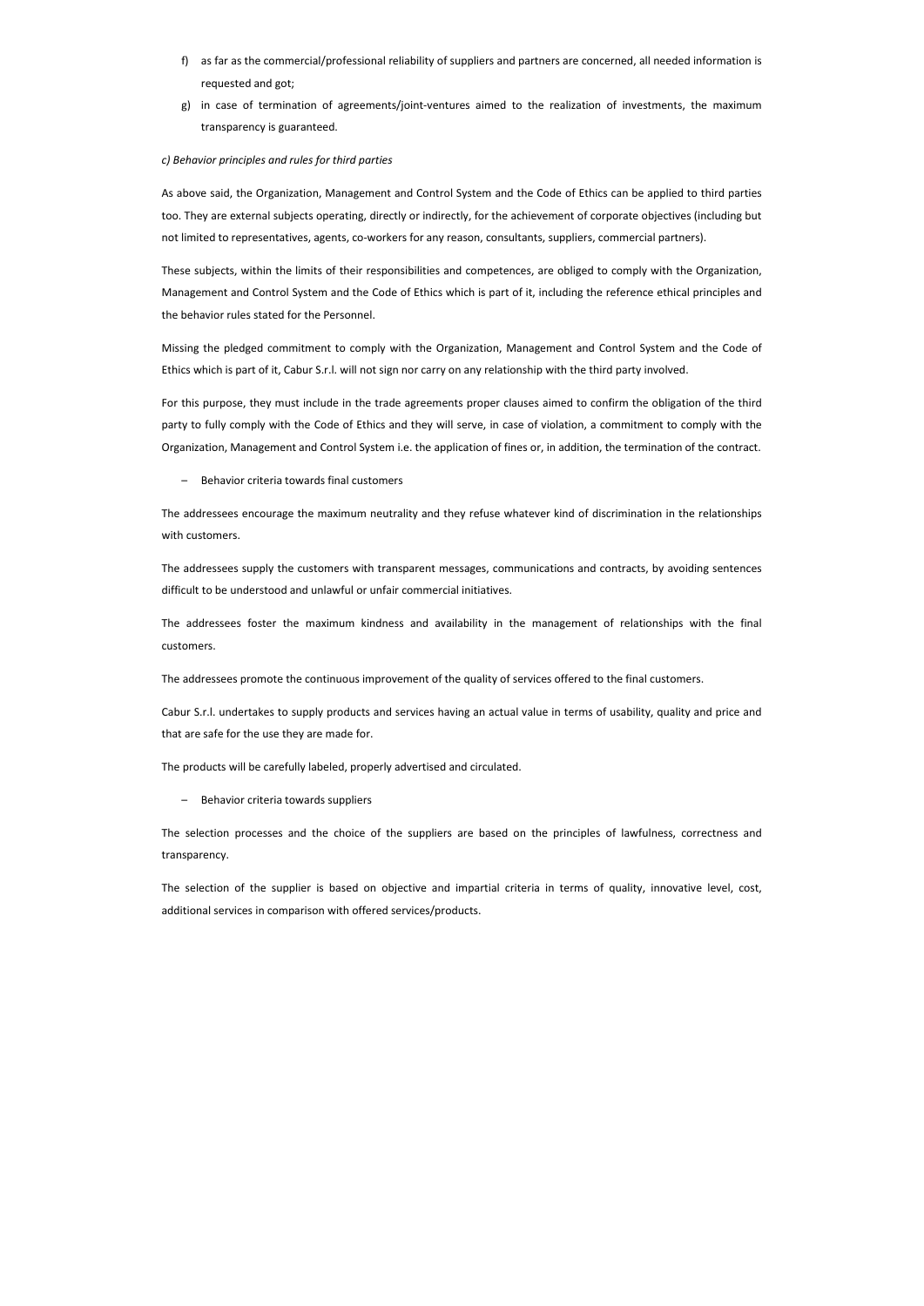f) as far as the commercial/professional reliability of suppliers and partners are concerned, all needed information is requested and got;
g) in case of termination of agreements/joint-ventures aimed to the realization of investments, the maximum transparency is guaranteed.

*c) Behavior principles and rules for third parties*

As above said, the Organization, Management and Control System and the Code of Ethics can be applied to third parties too. They are external subjects operating, directly or indirectly, for the achievement of corporate objectives (including but not limited to representatives, agents, co-workers for any reason, consultants, suppliers, commercial partners).

These subjects, within the limits of their responsibilities and competences, are obliged to comply with the Organization, Management and Control System and the Code of Ethics which is part of it, including the reference ethical principles and the behavior rules stated for the Personnel.

Missing the pledged commitment to comply with the Organization, Management and Control System and the Code of Ethics which is part of it, Cabur S.r.l. will not sign nor carry on any relationship with the third party involved.

For this purpose, they must include in the trade agreements proper clauses aimed to confirm the obligation of the third party to fully comply with the Code of Ethics and they will serve, in case of violation, a commitment to comply with the Organization, Management and Control System i.e. the application of fines or, in addition, the termination of the contract.

– Behavior criteria towards final customers

The addressees encourage the maximum neutrality and they refuse whatever kind of discrimination in the relationships with customers.

The addressees supply the customers with transparent messages, communications and contracts, by avoiding sentences difficult to be understood and unlawful or unfair commercial initiatives.

The addressees foster the maximum kindness and availability in the management of relationships with the final customers.

The addressees promote the continuous improvement of the quality of services offered to the final customers.

Cabur S.r.l. undertakes to supply products and services having an actual value in terms of usability, quality and price and that are safe for the use they are made for.

The products will be carefully labeled, properly advertised and circulated.

– Behavior criteria towards suppliers

The selection processes and the choice of the suppliers are based on the principles of lawfulness, correctness and transparency.

The selection of the supplier is based on objective and impartial criteria in terms of quality, innovative level, cost, additional services in comparison with offered services/products.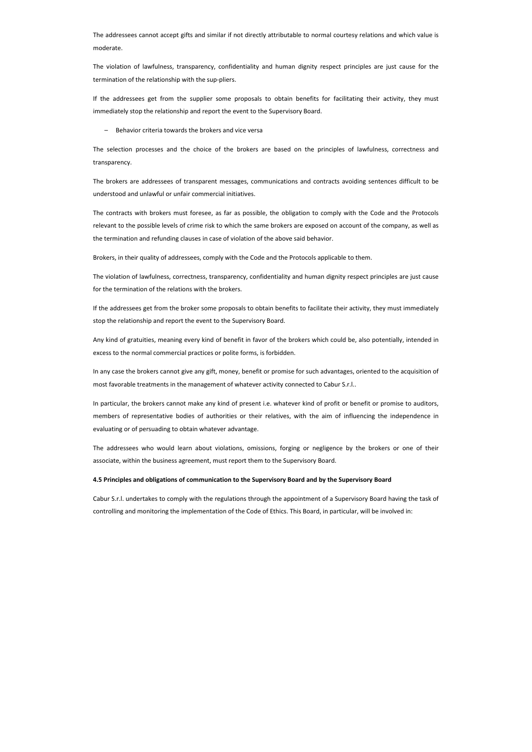The addressees cannot accept gifts and similar if not directly attributable to normal courtesy relations and which value is moderate.

The violation of lawfulness, transparency, confidentiality and human dignity respect principles are just cause for the termination of the relationship with the sup-pliers.

If the addressees get from the supplier some proposals to obtain benefits for facilitating their activity, they must immediately stop the relationship and report the event to the Supervisory Board.

– Behavior criteria towards the brokers and vice versa

The selection processes and the choice of the brokers are based on the principles of lawfulness, correctness and transparency.

The brokers are addressees of transparent messages, communications and contracts avoiding sentences difficult to be understood and unlawful or unfair commercial initiatives.

The contracts with brokers must foresee, as far as possible, the obligation to comply with the Code and the Protocols relevant to the possible levels of crime risk to which the same brokers are exposed on account of the company, as well as the termination and refunding clauses in case of violation of the above said behavior.

Brokers, in their quality of addressees, comply with the Code and the Protocols applicable to them.

The violation of lawfulness, correctness, transparency, confidentiality and human dignity respect principles are just cause for the termination of the relations with the brokers.

If the addressees get from the broker some proposals to obtain benefits to facilitate their activity, they must immediately stop the relationship and report the event to the Supervisory Board.

Any kind of gratuities, meaning every kind of benefit in favor of the brokers which could be, also potentially, intended in excess to the normal commercial practices or polite forms, is forbidden.

In any case the brokers cannot give any gift, money, benefit or promise for such advantages, oriented to the acquisition of most favorable treatments in the management of whatever activity connected to Cabur S.r.l..

In particular, the brokers cannot make any kind of present i.e. whatever kind of profit or benefit or promise to auditors, members of representative bodies of authorities or their relatives, with the aim of influencing the independence in evaluating or of persuading to obtain whatever advantage.

The addressees who would learn about violations, omissions, forging or negligence by the brokers or one of their associate, within the business agreement, must report them to the Supervisory Board.

**4.5 Principles and obligations of communication to the Supervisory Board and by the Supervisory Board**

Cabur S.r.l. undertakes to comply with the regulations through the appointment of a Supervisory Board having the task of controlling and monitoring the implementation of the Code of Ethics. This Board, in particular, will be involved in: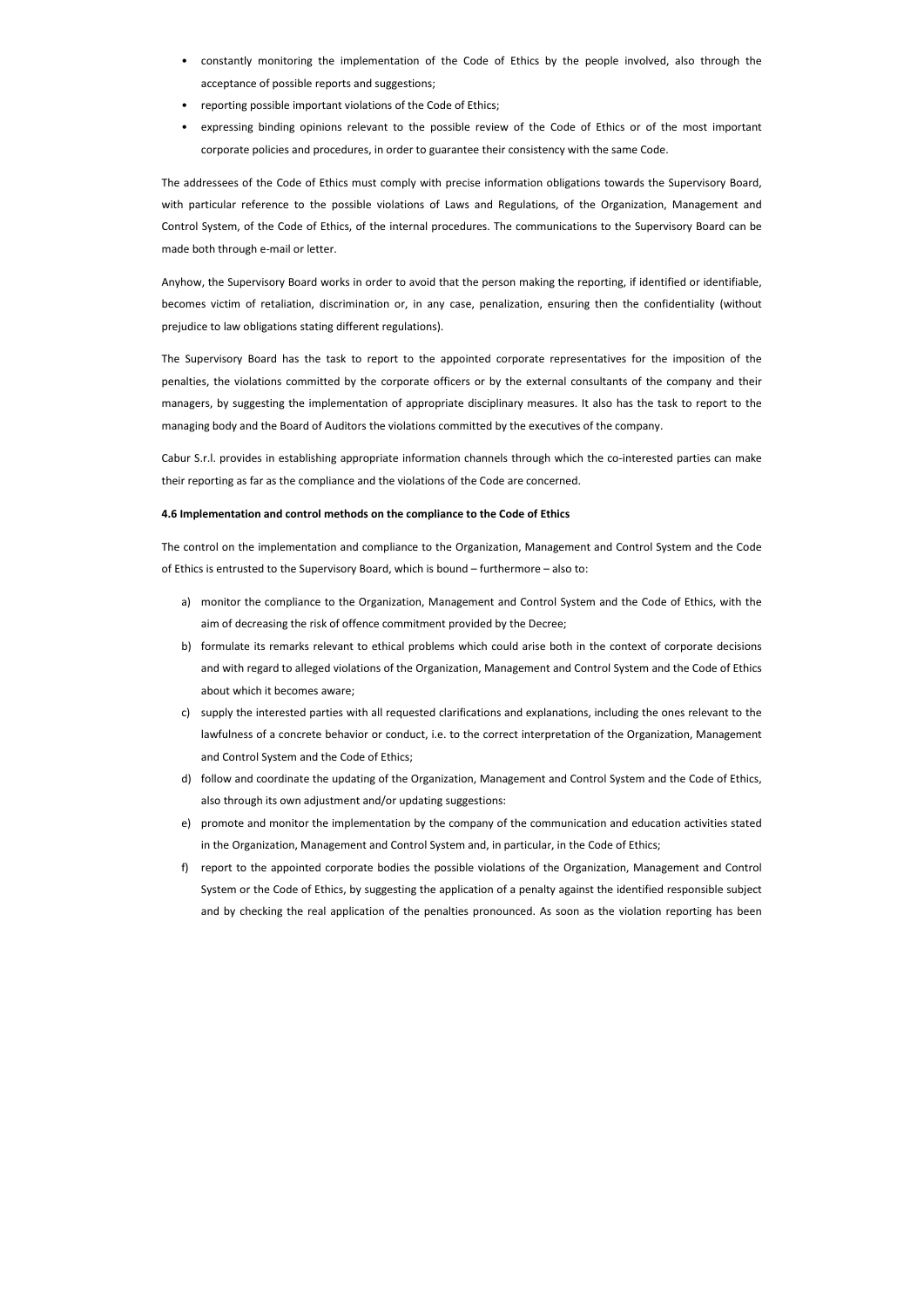- constantly monitoring the implementation of the Code of Ethics by the people involved, also through the acceptance of possible reports and suggestions;
- reporting possible important violations of the Code of Ethics;
- expressing binding opinions relevant to the possible review of the Code of Ethics or of the most important corporate policies and procedures, in order to guarantee their consistency with the same Code.

The addressees of the Code of Ethics must comply with precise information obligations towards the Supervisory Board, with particular reference to the possible violations of Laws and Regulations, of the Organization, Management and Control System, of the Code of Ethics, of the internal procedures. The communications to the Supervisory Board can be made both through e-mail or letter.

Anyhow, the Supervisory Board works in order to avoid that the person making the reporting, if identified or identifiable, becomes victim of retaliation, discrimination or, in any case, penalization, ensuring then the confidentiality (without prejudice to law obligations stating different regulations).

The Supervisory Board has the task to report to the appointed corporate representatives for the imposition of the penalties, the violations committed by the corporate officers or by the external consultants of the company and their managers, by suggesting the implementation of appropriate disciplinary measures. It also has the task to report to the managing body and the Board of Auditors the violations committed by the executives of the company.

Cabur S.r.l. provides in establishing appropriate information channels through which the co-interested parties can make their reporting as far as the compliance and the violations of the Code are concerned.

#### 4.6 Implementation and control methods on the compliance to the Code of Ethics

The control on the implementation and compliance to the Organization, Management and Control System and the Code of Ethics is entrusted to the Supervisory Board, which is bound – furthermore – also to:

a) monitor the compliance to the Organization, Management and Control System and the Code of Ethics, with the aim of decreasing the risk of offence commitment provided by the Decree;
b) formulate its remarks relevant to ethical problems which could arise both in the context of corporate decisions and with regard to alleged violations of the Organization, Management and Control System and the Code of Ethics about which it becomes aware;
c) supply the interested parties with all requested clarifications and explanations, including the ones relevant to the lawfulness of a concrete behavior or conduct, i.e. to the correct interpretation of the Organization, Management and Control System and the Code of Ethics;
d) follow and coordinate the updating of the Organization, Management and Control System and the Code of Ethics, also through its own adjustment and/or updating suggestions:
e) promote and monitor the implementation by the company of the communication and education activities stated in the Organization, Management and Control System and, in particular, in the Code of Ethics;
f) report to the appointed corporate bodies the possible violations of the Organization, Management and Control System or the Code of Ethics, by suggesting the application of a penalty against the identified responsible subject and by checking the real application of the penalties pronounced. As soon as the violation reporting has been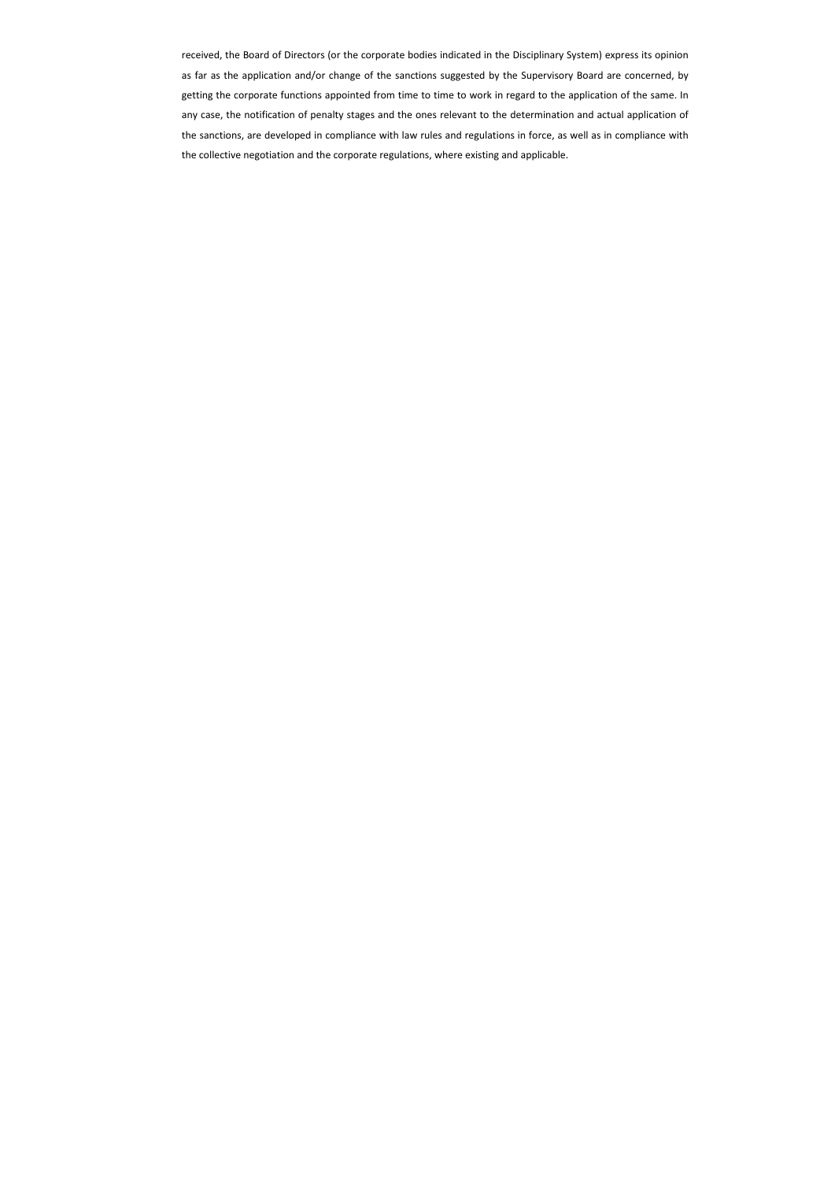received, the Board of Directors (or the corporate bodies indicated in the Disciplinary System) express its opinion as far as the application and/or change of the sanctions suggested by the Supervisory Board are concerned, by getting the corporate functions appointed from time to time to work in regard to the application of the same. In any case, the notification of penalty stages and the ones relevant to the determination and actual application of the sanctions, are developed in compliance with law rules and regulations in force, as well as in compliance with the collective negotiation and the corporate regulations, where existing and applicable.